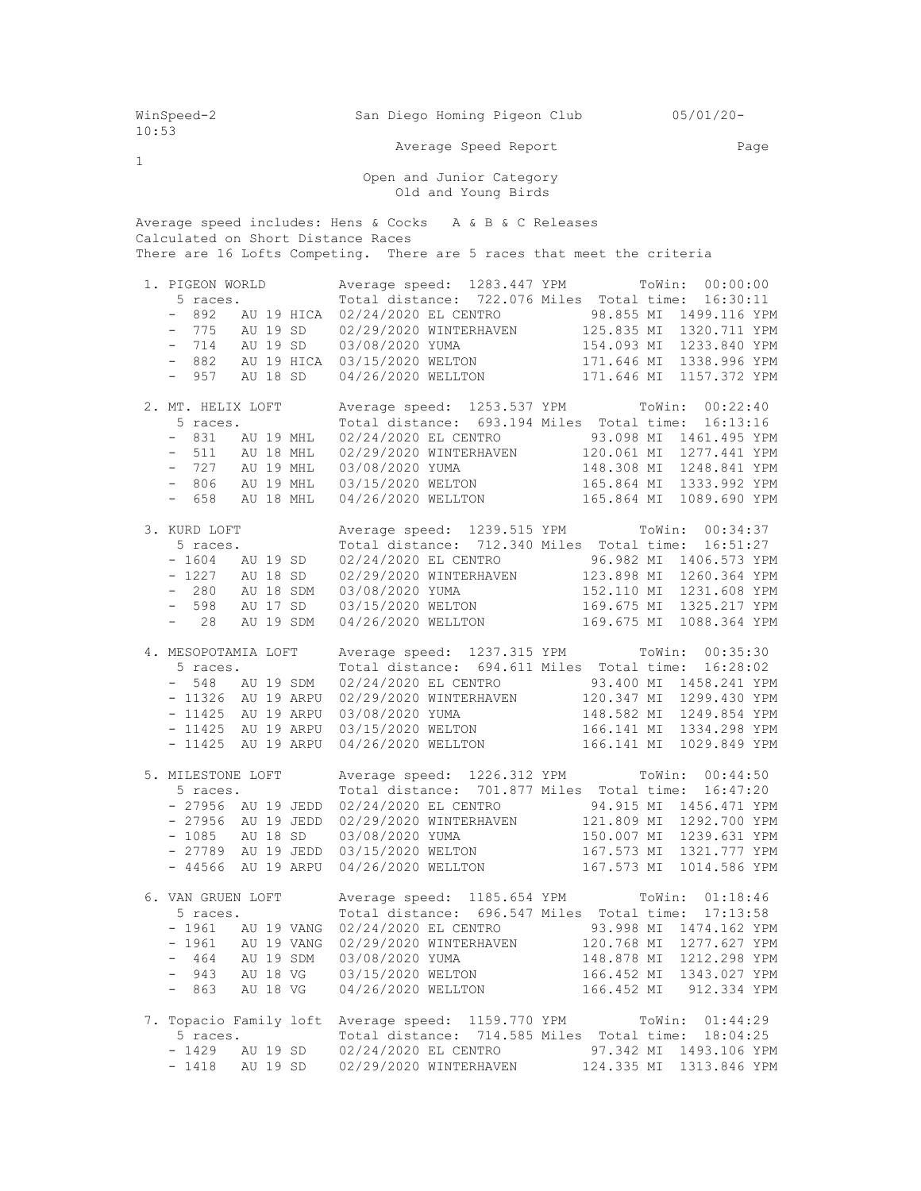WinSpeed-2 San Diego Homing Pigeon Club 05/01/20- 10:53

Average Speed Report

Open and Junior Category
Old and Young Birds

Average speed includes: Hens & Cocks A & B & C Releases
Calculated on Short Distance Races
There are 16 Lofts Competing. There are 5 races that meet the criteria

```
 1. PIGEON WORLD          Average speed:  1283.447 YPM        ToWin:  00:00:00
    5 races.              Total distance:  722.076 Miles  Total time:  16:30:11
    -  892   AU 19 HICA  02/24/2020 EL CENTRO            98.855 MI  1499.116 YPM
    -  775   AU 19 SD    02/29/2020 WINTERHAVEN         125.835 MI  1320.711 YPM
    -  714   AU 19 SD    03/08/2020 YUMA                154.093 MI  1233.840 YPM
    -  882   AU 19 HICA  03/15/2020 WELTON              171.646 MI  1338.996 YPM
    -  957   AU 18 SD    04/26/2020 WELLTON             171.646 MI  1157.372 YPM

 2. MT. HELIX LOFT        Average speed:  1253.537 YPM        ToWin:  00:22:40
    5 races.              Total distance:  693.194 Miles  Total time:  16:13:16
    -  831   AU 19 MHL   02/24/2020 EL CENTRO            93.098 MI  1461.495 YPM
    -  511   AU 18 MHL   02/29/2020 WINTERHAVEN         120.061 MI  1277.441 YPM
    -  727   AU 19 MHL   03/08/2020 YUMA                148.308 MI  1248.841 YPM
    -  806   AU 19 MHL   03/15/2020 WELTON              165.864 MI  1333.992 YPM
    -  658   AU 18 MHL   04/26/2020 WELLTON             165.864 MI  1089.690 YPM

 3. KURD LOFT             Average speed:  1239.515 YPM        ToWin:  00:34:37
    5 races.              Total distance:  712.340 Miles  Total time:  16:51:27
    - 1604   AU 19 SD    02/24/2020 EL CENTRO            96.982 MI  1406.573 YPM
    - 1227   AU 18 SD    02/29/2020 WINTERHAVEN         123.898 MI  1260.364 YPM
    -  280   AU 18 SDM   03/08/2020 YUMA                152.110 MI  1231.608 YPM
    -  598   AU 17 SD    03/15/2020 WELTON              169.675 MI  1325.217 YPM
    -   28   AU 19 SDM   04/26/2020 WELLTON             169.675 MI  1088.364 YPM

 4. MESOPOTAMIA LOFT      Average speed:  1237.315 YPM        ToWin:  00:35:30
    5 races.              Total distance:  694.611 Miles  Total time:  16:28:02
    -  548   AU 19 SDM   02/24/2020 EL CENTRO            93.400 MI  1458.241 YPM
    - 11326  AU 19 ARPU  02/29/2020 WINTERHAVEN         120.347 MI  1299.430 YPM
    - 11425  AU 19 ARPU  03/08/2020 YUMA                148.582 MI  1249.854 YPM
    - 11425  AU 19 ARPU  03/15/2020 WELTON              166.141 MI  1334.298 YPM
    - 11425  AU 19 ARPU  04/26/2020 WELLTON             166.141 MI  1029.849 YPM

 5. MILESTONE LOFT        Average speed:  1226.312 YPM        ToWin:  00:44:50
    5 races.              Total distance:  701.877 Miles  Total time:  16:47:20
    - 27956  AU 19 JEDD  02/24/2020 EL CENTRO            94.915 MI  1456.471 YPM
    - 27956  AU 19 JEDD  02/29/2020 WINTERHAVEN         121.809 MI  1292.700 YPM
    - 1085   AU 18 SD    03/08/2020 YUMA                150.007 MI  1239.631 YPM
    - 27789  AU 19 JEDD  03/15/2020 WELTON              167.573 MI  1321.777 YPM
    - 44566  AU 19 ARPU  04/26/2020 WELLTON             167.573 MI  1014.586 YPM

 6. VAN GRUEN LOFT        Average speed:  1185.654 YPM        ToWin:  01:18:46
    5 races.              Total distance:  696.547 Miles  Total time:  17:13:58
    - 1961   AU 19 VANG  02/24/2020 EL CENTRO            93.998 MI  1474.162 YPM
    - 1961   AU 19 VANG  02/29/2020 WINTERHAVEN         120.768 MI  1277.627 YPM
    -  464   AU 19 SDM   03/08/2020 YUMA                148.878 MI  1212.298 YPM
    -  943   AU 18 VG    03/15/2020 WELTON              166.452 MI  1343.027 YPM
    -  863   AU 18 VG    04/26/2020 WELLTON             166.452 MI   912.334 YPM

 7. Topacio Family loft   Average speed:  1159.770 YPM        ToWin:  01:44:29
    5 races.              Total distance:  714.585 Miles  Total time:  18:04:25
    - 1429   AU 19 SD    02/24/2020 EL CENTRO            97.342 MI  1493.106 YPM
    - 1418   AU 19 SD    02/29/2020 WINTERHAVEN         124.335 MI  1313.846 YPM
```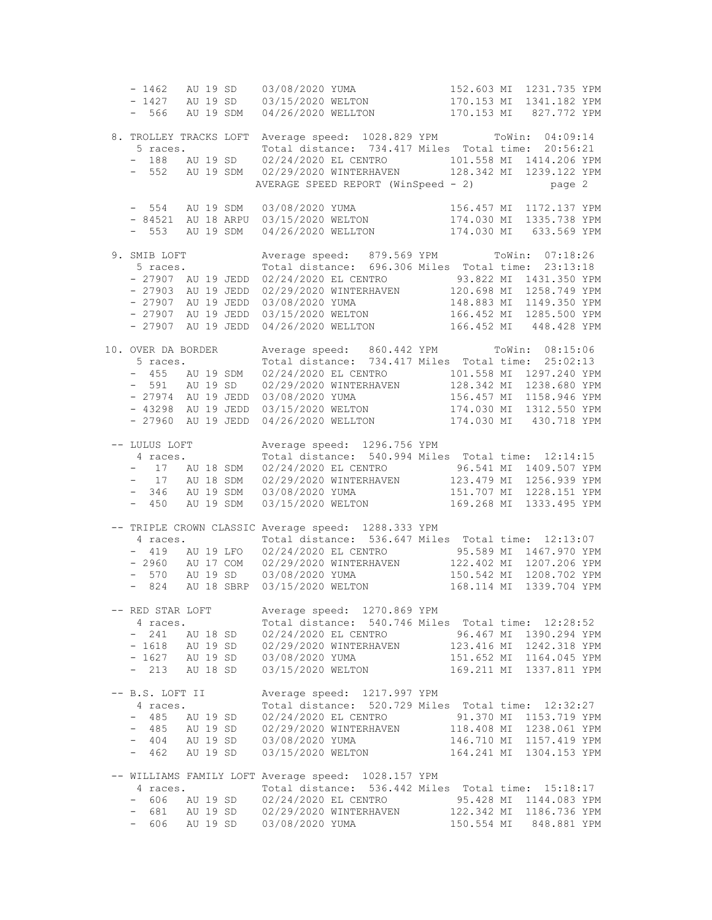```
   - 1462   AU 19 SD    03/08/2020 YUMA                    152.603 MI  1231.735 YPM
   - 1427   AU 19 SD    03/15/2020 WELTON                  170.153 MI  1341.182 YPM
   -  566   AU 19 SDM   04/26/2020 WELLTON                 170.153 MI   827.772 YPM

 8. TROLLEY TRACKS LOFT  Average speed:  1028.829 YPM          ToWin:  04:09:14
    5 races.             Total distance:  734.417 Miles  Total time:  20:56:21
   -  188   AU 19 SD    02/24/2020 EL CENTRO           101.558 MI  1414.206 YPM
   -  552   AU 19 SDM   02/29/2020 WINTERHAVEN         128.342 MI  1239.122 YPM
                        AVERAGE SPEED REPORT (WinSpeed - 2)            page 2

   -  554   AU 19 SDM   03/08/2020 YUMA                    156.457 MI  1172.137 YPM
   - 84521  AU 18 ARPU  03/15/2020 WELTON                  174.030 MI  1335.738 YPM
   -  553   AU 19 SDM   04/26/2020 WELLTON                 174.030 MI   633.569 YPM

 9. SMIB LOFT            Average speed:   879.569 YPM          ToWin:  07:18:26
    5 races.             Total distance:  696.306 Miles  Total time:  23:13:18
   - 27907  AU 19 JEDD  02/24/2020 EL CENTRO            93.822 MI  1431.350 YPM
   - 27903  AU 19 JEDD  02/29/2020 WINTERHAVEN         120.698 MI  1258.749 YPM
   - 27907  AU 19 JEDD  03/08/2020 YUMA                148.883 MI  1149.350 YPM
   - 27907  AU 19 JEDD  03/15/2020 WELTON              166.452 MI  1285.500 YPM
   - 27907  AU 19 JEDD  04/26/2020 WELLTON             166.452 MI   448.428 YPM

10. OVER DA BORDER       Average speed:   860.442 YPM          ToWin:  08:15:06
    5 races.             Total distance:  734.417 Miles  Total time:  25:02:13
   -  455   AU 19 SDM   02/24/2020 EL CENTRO           101.558 MI  1297.240 YPM
   -  591   AU 19 SD    02/29/2020 WINTERHAVEN         128.342 MI  1238.680 YPM
   - 27974  AU 19 JEDD  03/08/2020 YUMA                156.457 MI  1158.946 YPM
   - 43298  AU 19 JEDD  03/15/2020 WELTON              174.030 MI  1312.550 YPM
   - 27960  AU 19 JEDD  04/26/2020 WELLTON             174.030 MI   430.718 YPM

 -- LULUS LOFT           Average speed:  1296.756 YPM
    4 races.             Total distance:  540.994 Miles  Total time:  12:14:15
   -   17   AU 18 SDM   02/24/2020 EL CENTRO            96.541 MI  1409.507 YPM
   -   17   AU 18 SDM   02/29/2020 WINTERHAVEN         123.479 MI  1256.939 YPM
   -  346   AU 19 SDM   03/08/2020 YUMA                151.707 MI  1228.151 YPM
   -  450   AU 19 SDM   03/15/2020 WELTON              169.268 MI  1333.495 YPM

 -- TRIPLE CROWN CLASSIC Average speed:  1288.333 YPM
    4 races.             Total distance:  536.647 Miles  Total time:  12:13:07
   -  419   AU 19 LFO   02/24/2020 EL CENTRO            95.589 MI  1467.970 YPM
   - 2960   AU 17 COM   02/29/2020 WINTERHAVEN         122.402 MI  1207.206 YPM
   -  570   AU 19 SD    03/08/2020 YUMA                150.542 MI  1208.702 YPM
   -  824   AU 18 SBRP  03/15/2020 WELTON              168.114 MI  1339.704 YPM

 -- RED STAR LOFT        Average speed:  1270.869 YPM
    4 races.             Total distance:  540.746 Miles  Total time:  12:28:52
   -  241   AU 18 SD    02/24/2020 EL CENTRO            96.467 MI  1390.294 YPM
   - 1618   AU 19 SD    02/29/2020 WINTERHAVEN         123.416 MI  1242.318 YPM
   - 1627   AU 19 SD    03/08/2020 YUMA                151.652 MI  1164.045 YPM
   -  213   AU 18 SD    03/15/2020 WELTON              169.211 MI  1337.811 YPM

 -- B.S. LOFT II         Average speed:  1217.997 YPM
    4 races.             Total distance:  520.729 Miles  Total time:  12:32:27
   -  485   AU 19 SD    02/24/2020 EL CENTRO            91.370 MI  1153.719 YPM
   -  485   AU 19 SD    02/29/2020 WINTERHAVEN         118.408 MI  1238.061 YPM
   -  404   AU 19 SD    03/08/2020 YUMA                146.710 MI  1157.419 YPM
   -  462   AU 19 SD    03/15/2020 WELTON              164.241 MI  1304.153 YPM

 -- WILLIAMS FAMILY LOFT Average speed:  1028.157 YPM
    4 races.             Total distance:  536.442 Miles  Total time:  15:18:17
   -  606   AU 19 SD    02/24/2020 EL CENTRO            95.428 MI  1144.083 YPM
   -  681   AU 19 SD    02/29/2020 WINTERHAVEN         122.342 MI  1186.736 YPM
   -  606   AU 19 SD    03/08/2020 YUMA                150.554 MI   848.881 YPM
```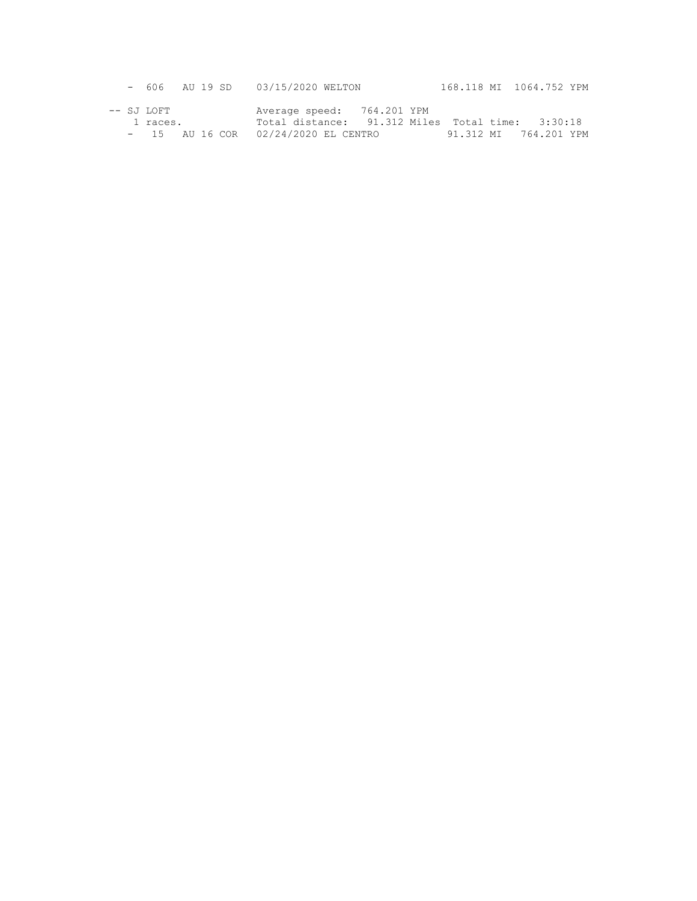```
   -  606   AU 19 SD    03/15/2020 WELTON            168.118 MI  1064.752 YPM

-- SJ LOFT              Average speed:   764.201 YPM
    1 races.            Total distance:   91.312 Miles  Total time:   3:30:18
   -   15   AU 16 COR   02/24/2020 EL CENTRO          91.312 MI   764.201 YPM
```